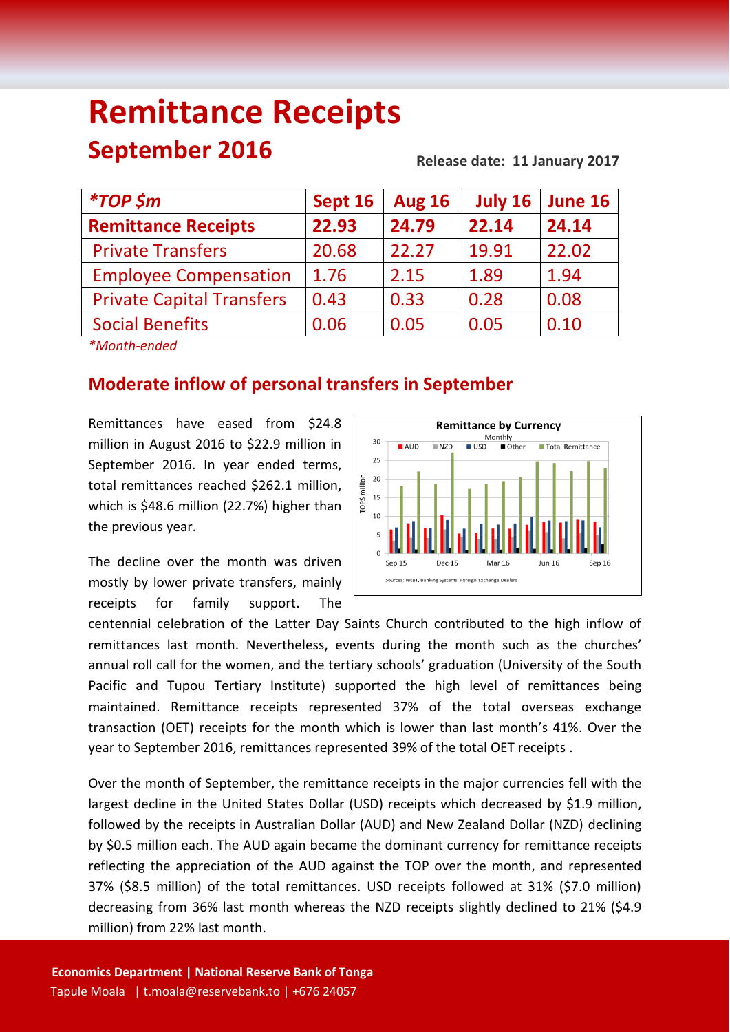# Remittance Receipts

## September 2016

**Release date: 11 January 2017**

| *\*TOP $m* | Sept 16 | Aug 16 | July 16 | June 16 |
|---|---|---|---|---|
| **Remittance Receipts** | **22.93** | **24.79** | **22.14** | **24.14** |
| Private Transfers | 20.68 | 22.27 | 19.91 | 22.02 |
| Employee Compensation | 1.76 | 2.15 | 1.89 | 1.94 |
| Private Capital Transfers | 0.43 | 0.33 | 0.28 | 0.08 |
| Social Benefits | 0.06 | 0.05 | 0.05 | 0.10 |

*\*Month-ended*

## Moderate inflow of personal transfers in September

Remittances have eased from $24.8 million in August 2016 to $22.9 million in September 2016. In year ended terms, total remittances reached $262.1 million, which is $48.6 million (22.7%) higher than the previous year.

The decline over the month was driven mostly by lower private transfers, mainly receipts for family support. The centennial celebration of the Latter Day Saints Church contributed to the high inflow of remittances last month. Nevertheless, events during the month such as the churches' annual roll call for the women, and the tertiary schools' graduation (University of the South Pacific and Tupou Tertiary Institute) supported the high level of remittances being maintained. Remittance receipts represented 37% of the total overseas exchange transaction (OET) receipts for the month which is lower than last month's 41%. Over the year to September 2016, remittances represented 39% of the total OET receipts .

Over the month of September, the remittance receipts in the major currencies fell with the largest decline in the United States Dollar (USD) receipts which decreased by $1.9 million, followed by the receipts in Australian Dollar (AUD) and New Zealand Dollar (NZD) declining by $0.5 million each. The AUD again became the dominant currency for remittance receipts reflecting the appreciation of the AUD against the TOP over the month, and represented 37% ($8.5 million) of the total remittances. USD receipts followed at 31% ($7.0 million) decreasing from 36% last month whereas the NZD receipts slightly declined to 21% ($4.9 million) from 22% last month.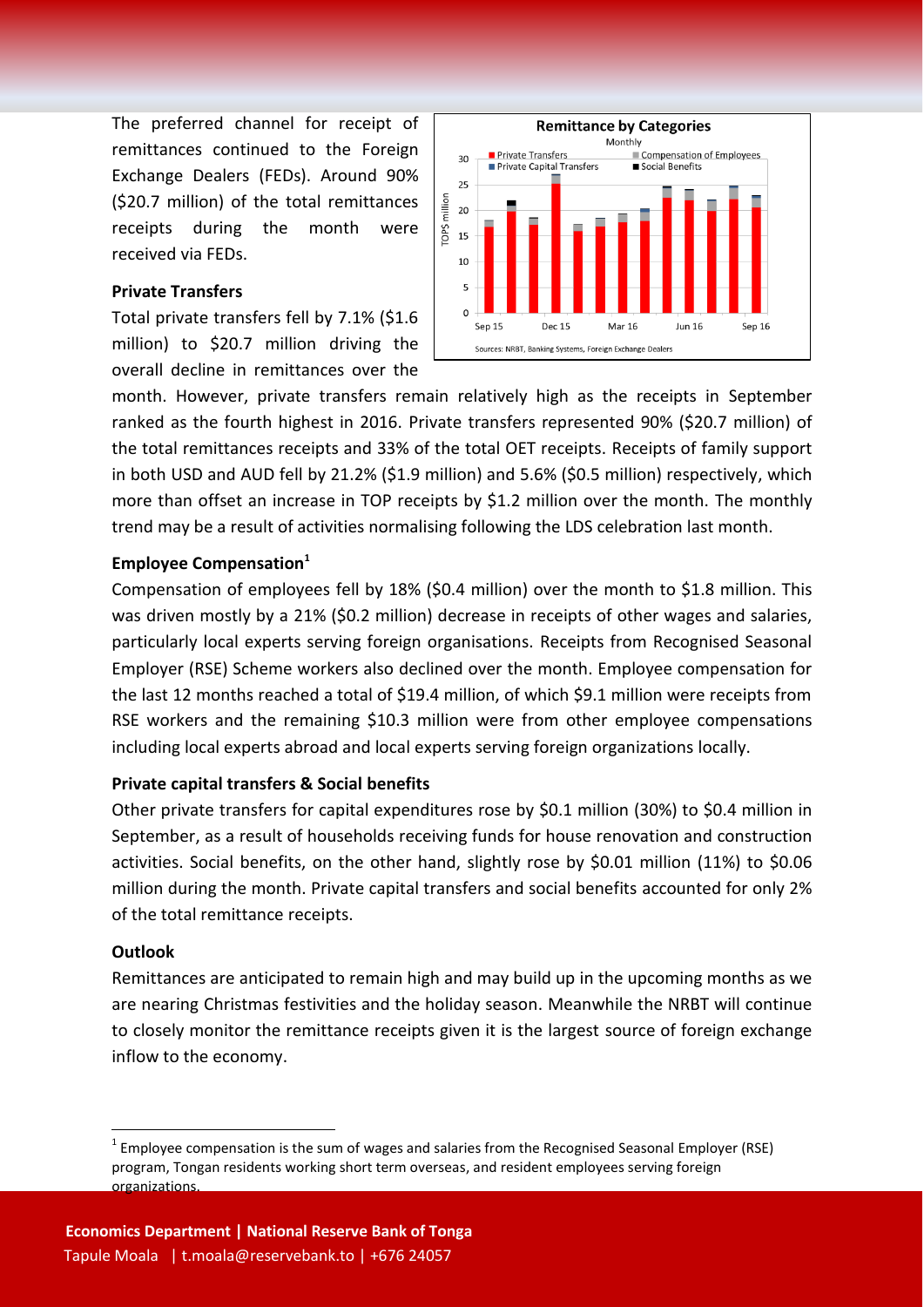The preferred channel for receipt of remittances continued to the Foreign Exchange Dealers (FEDs). Around 90% ($20.7 million) of the total remittances receipts during the month were received via FEDs.

**Private Transfers**

Total private transfers fell by 7.1% ($1.6 million) to $20.7 million driving the overall decline in remittances over the month. However, private transfers remain relatively high as the receipts in September ranked as the fourth highest in 2016. Private transfers represented 90% ($20.7 million) of the total remittances receipts and 33% of the total OET receipts. Receipts of family support in both USD and AUD fell by 21.2% ($1.9 million) and 5.6% ($0.5 million) respectively, which more than offset an increase in TOP receipts by $1.2 million over the month. The monthly trend may be a result of activities normalising following the LDS celebration last month.

**Employee Compensation[1]**

Compensation of employees fell by 18% ($0.4 million) over the month to $1.8 million. This was driven mostly by a 21% ($0.2 million) decrease in receipts of other wages and salaries, particularly local experts serving foreign organisations. Receipts from Recognised Seasonal Employer (RSE) Scheme workers also declined over the month. Employee compensation for the last 12 months reached a total of $19.4 million, of which $9.1 million were receipts from RSE workers and the remaining $10.3 million were from other employee compensations including local experts abroad and local experts serving foreign organizations locally.

**Private capital transfers & Social benefits**

Other private transfers for capital expenditures rose by $0.1 million (30%) to $0.4 million in September, as a result of households receiving funds for house renovation and construction activities. Social benefits, on the other hand, slightly rose by $0.01 million (11%) to $0.06 million during the month. Private capital transfers and social benefits accounted for only 2% of the total remittance receipts.

**Outlook**

Remittances are anticipated to remain high and may build up in the upcoming months as we are nearing Christmas festivities and the holiday season. Meanwhile the NRBT will continue to closely monitor the remittance receipts given it is the largest source of foreign exchange inflow to the economy.

[1] Employee compensation is the sum of wages and salaries from the Recognised Seasonal Employer (RSE) program, Tongan residents working short term overseas, and resident employees serving foreign organizations.

**Economics Department | National Reserve Bank of Tonga**
Tapule Moala | t.moala@reservebank.to | +676 24057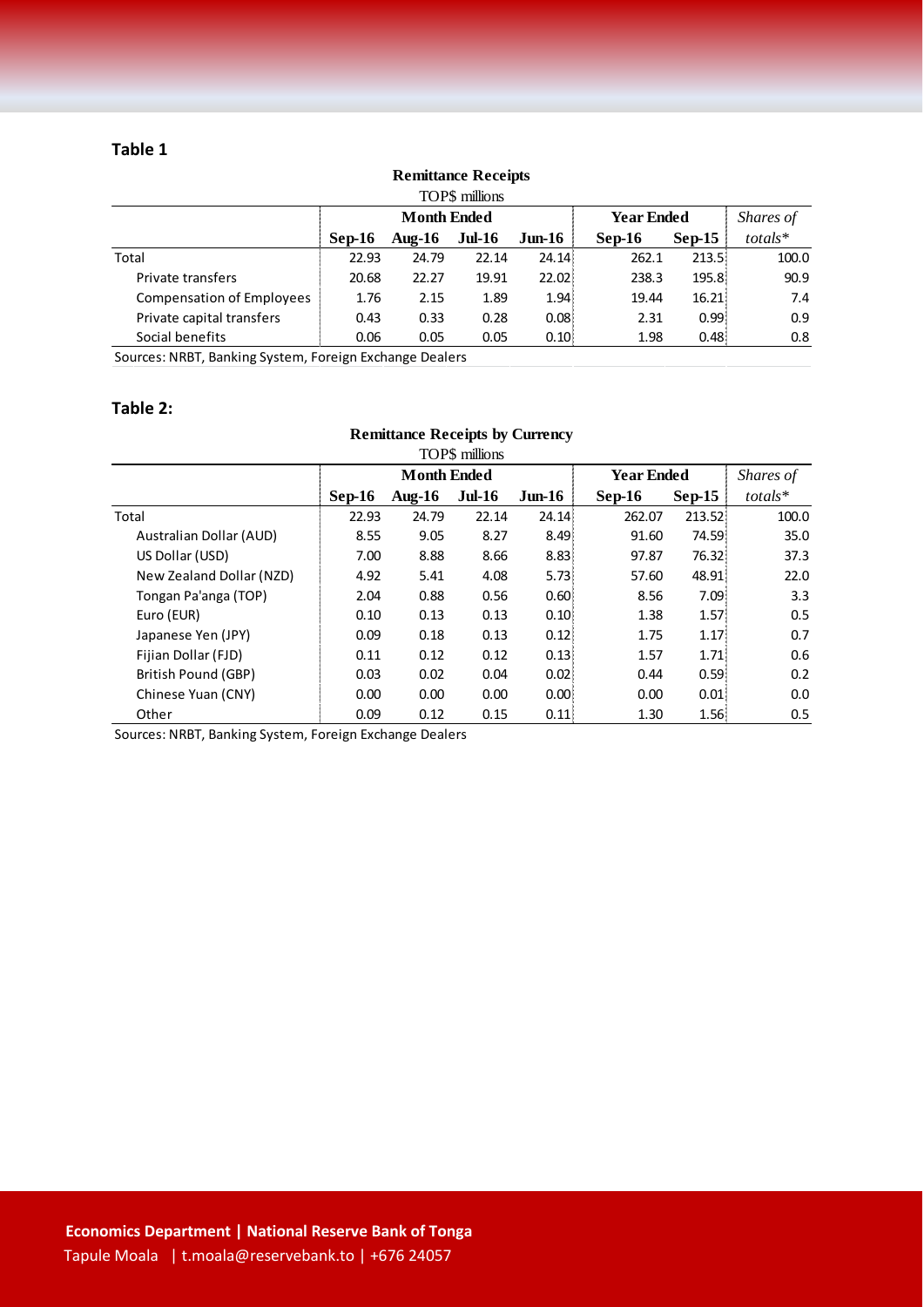## Table 1

**Remittance Receipts**

TOP$ millions

| | Month Ended | | | | Year Ended | | *Shares of* |
|---|---|---|---|---|---|---|---|
| | **Sep-16** | **Aug-16** | **Jul-16** | **Jun-16** | **Sep-16** | **Sep-15** | *totals** |
| Total | 22.93 | 24.79 | 22.14 | 24.14 | 262.1 | 213.5 | 100.0 |
| Private transfers | 20.68 | 22.27 | 19.91 | 22.02 | 238.3 | 195.8 | 90.9 |
| Compensation of Employees | 1.76 | 2.15 | 1.89 | 1.94 | 19.44 | 16.21 | 7.4 |
| Private capital transfers | 0.43 | 0.33 | 0.28 | 0.08 | 2.31 | 0.99 | 0.9 |
| Social benefits | 0.06 | 0.05 | 0.05 | 0.10 | 1.98 | 0.48 | 0.8 |

Sources: NRBT, Banking System, Foreign Exchange Dealers

## Table 2:

**Remittance Receipts by Currency**

TOP$ millions

| | Month Ended | | | | Year Ended | | *Shares of* |
|---|---|---|---|---|---|---|---|
| | **Sep-16** | **Aug-16** | **Jul-16** | **Jun-16** | **Sep-16** | **Sep-15** | *totals** |
| Total | 22.93 | 24.79 | 22.14 | 24.14 | 262.07 | 213.52 | 100.0 |
| Australian Dollar (AUD) | 8.55 | 9.05 | 8.27 | 8.49 | 91.60 | 74.59 | 35.0 |
| US Dollar (USD) | 7.00 | 8.88 | 8.66 | 8.83 | 97.87 | 76.32 | 37.3 |
| New Zealand Dollar (NZD) | 4.92 | 5.41 | 4.08 | 5.73 | 57.60 | 48.91 | 22.0 |
| Tongan Pa'anga (TOP) | 2.04 | 0.88 | 0.56 | 0.60 | 8.56 | 7.09 | 3.3 |
| Euro (EUR) | 0.10 | 0.13 | 0.13 | 0.10 | 1.38 | 1.57 | 0.5 |
| Japanese Yen (JPY) | 0.09 | 0.18 | 0.13 | 0.12 | 1.75 | 1.17 | 0.7 |
| Fijian Dollar (FJD) | 0.11 | 0.12 | 0.12 | 0.13 | 1.57 | 1.71 | 0.6 |
| British Pound (GBP) | 0.03 | 0.02 | 0.04 | 0.02 | 0.44 | 0.59 | 0.2 |
| Chinese Yuan (CNY) | 0.00 | 0.00 | 0.00 | 0.00 | 0.00 | 0.01 | 0.0 |
| Other | 0.09 | 0.12 | 0.15 | 0.11 | 1.30 | 1.56 | 0.5 |

Sources: NRBT, Banking System, Foreign Exchange Dealers

**Economics Department | National Reserve Bank of Tonga**
Tapule Moala | t.moala@reservebank.to | +676 24057